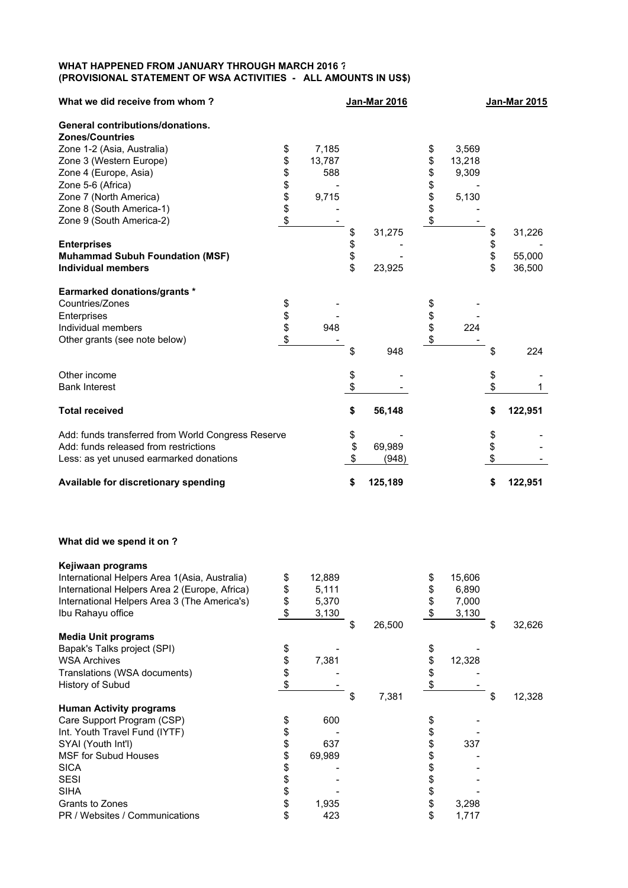**WHAT HAPPENED FROM JANUARY THROUGH MARCH 2016 ?**
**(PROVISIONAL STATEMENT OF WSA ACTIVITIES - ALL AMOUNTS IN US$)**

| What we did receive from whom ? | | Jan-Mar 2016 | | Jan-Mar 2015 |
|---|---|---|---|---|
| **General contributions/donations.** | | | | |
| **Zones/Countries** | | | | |
| Zone 1-2 (Asia, Australia) | $ 7,185 | | $ 3,569 | |
| Zone 3 (Western Europe) | $ 13,787 | | $ 13,218 | |
| Zone 4 (Europe, Asia) | $ 588 | | $ 9,309 | |
| Zone 5-6 (Africa) | $ - | | $ - | |
| Zone 7 (North America) | $ 9,715 | | $ 5,130 | |
| Zone 8 (South America-1) | $ - | | $ - | |
| Zone 9 (South America-2) | $ - | | $ - | |
| | | $ 31,275 | | $ 31,226 |
| **Enterprises** | | $ - | | $ - |
| **Muhammad Subuh Foundation (MSF)** | | $ - | | $ 55,000 |
| **Individual members** | | $ 23,925 | | $ 36,500 |
| **Earmarked donations/grants \*** | | | | |
| Countries/Zones | $ - | | $ - | |
| Enterprises | $ - | | $ - | |
| Individual members | $ 948 | | $ 224 | |
| Other grants (see note below) | $ - | | $ - | |
| | | $ 948 | | $ 224 |
| Other income | | $ - | | $ - |
| Bank Interest | | $ - | | $ 1 |
| **Total received** | | **$ 56,148** | | **$ 122,951** |
| Add: funds transferred from World Congress Reserve | | $ - | | $ - |
| Add: funds released from restrictions | | $ 69,989 | | $ - |
| Less: as yet unused earmarked donations | | $ (948) | | $ - |
| **Available for discretionary spending** | | **$ 125,189** | | **$ 122,951** |

**What did we spend it on ?**

| | | | | |
|---|---|---|---|---|
| **Kejiwaan programs** | | | | |
| International Helpers Area 1(Asia, Australia) | $ 12,889 | | $ 15,606 | |
| International Helpers Area 2 (Europe, Africa) | $ 5,111 | | $ 6,890 | |
| International Helpers Area 3 (The America's) | $ 5,370 | | $ 7,000 | |
| Ibu Rahayu office | $ 3,130 | | $ 3,130 | |
| | | $ 26,500 | | $ 32,626 |
| **Media Unit programs** | | | | |
| Bapak's Talks project (SPI) | $ - | | $ - | |
| WSA Archives | $ 7,381 | | $ 12,328 | |
| Translations (WSA documents) | $ - | | $ - | |
| History of Subud | $ - | | $ - | |
| | | $ 7,381 | | $ 12,328 |
| **Human Activity programs** | | | | |
| Care Support Program (CSP) | $ 600 | | $ - | |
| Int. Youth Travel Fund (IYTF) | $ - | | $ - | |
| SYAI (Youth Int'l) | $ 637 | | $ 337 | |
| MSF for Subud Houses | $ 69,989 | | $ - | |
| SICA | $ - | | $ - | |
| SESI | $ - | | $ - | |
| SIHA | $ - | | $ - | |
| Grants to Zones | $ 1,935 | | $ 3,298 | |
| PR / Websites / Communications | $ 423 | | $ 1,717 | |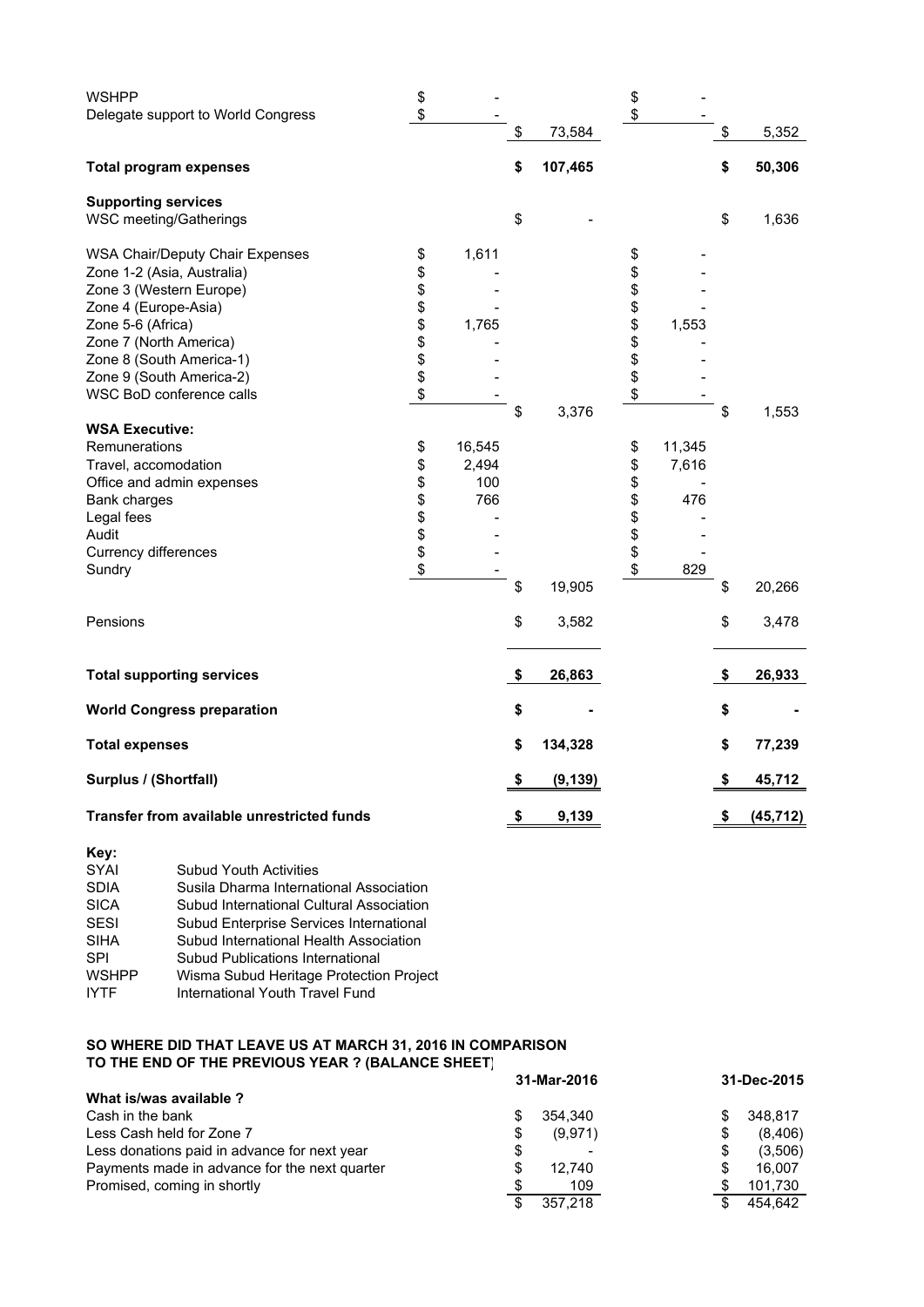| | | | | |
|---|---|---|---|---|
| WSHPP | $ - | | $ - | |
| Delegate support to World Congress | $ - | $ 73,584 | $ - | $ 5,352 |
| **Total program expenses** | | **$ 107,465** | | **$ 50,306** |
| **Supporting services** | | | | |
| WSC meeting/Gatherings | | $ - | | $ 1,636 |
| WSA Chair/Deputy Chair Expenses | $ 1,611 | | $ - | |
| Zone 1-2 (Asia, Australia) | $ - | | $ - | |
| Zone 3 (Western Europe) | $ - | | $ - | |
| Zone 4 (Europe-Asia) | $ - | | $ - | |
| Zone 5-6 (Africa) | $ 1,765 | | $ 1,553 | |
| Zone 7 (North America) | $ - | | $ - | |
| Zone 8 (South America-1) | $ - | | $ - | |
| Zone 9 (South America-2) | $ - | | $ - | |
| WSC BoD conference calls | $ - | $ 3,376 | $ - | $ 1,553 |
| **WSA Executive:** | | | | |
| Remunerations | $ 16,545 | | $ 11,345 | |
| Travel, accomodation | $ 2,494 | | $ 7,616 | |
| Office and admin expenses | $ 100 | | $ - | |
| Bank charges | $ 766 | | $ 476 | |
| Legal fees | $ - | | $ - | |
| Audit | $ - | | $ - | |
| Currency differences | $ - | | $ - | |
| Sundry | $ - | $ 19,905 | $ 829 | $ 20,266 |
| Pensions | | $ 3,582 | | $ 3,478 |
| **Total supporting services** | | **$ 26,863** | | **$ 26,933** |
| **World Congress preparation** | | **$ -** | | **$ -** |
| **Total expenses** | | **$ 134,328** | | **$ 77,239** |
| **Surplus / (Shortfall)** | | **$ (9,139)** | | **$ 45,712** |
| **Transfer from available unrestricted funds** | | **$ 9,139** | | **$ (45,712)** |

**Key:**

| | |
|---|---|
| SYAI | Subud Youth Activities |
| SDIA | Susila Dharma International Association |
| SICA | Subud International Cultural Association |
| SESI | Subud Enterprise Services International |
| SIHA | Subud International Health Association |
| SPI | Subud Publications International |
| WSHPP | Wisma Subud Heritage Protection Project |
| IYTF | International Youth Travel Fund |

**SO WHERE DID THAT LEAVE US AT MARCH 31, 2016 IN COMPARISON TO THE END OF THE PREVIOUS YEAR ? (BALANCE SHEET)**

| | 31-Mar-2016 | 31-Dec-2015 |
|---|---|---|
| **What is/was available ?** | | |
| Cash in the bank | $ 354,340 | $ 348,817 |
| Less Cash held for Zone 7 | $ (9,971) | $ (8,406) |
| Less donations paid in advance for next year | $ - | $ (3,506) |
| Payments made in advance for the next quarter | $ 12,740 | $ 16,007 |
| Promised, coming in shortly | $ 109 | $ 101,730 |
| | $ 357,218 | $ 454,642 |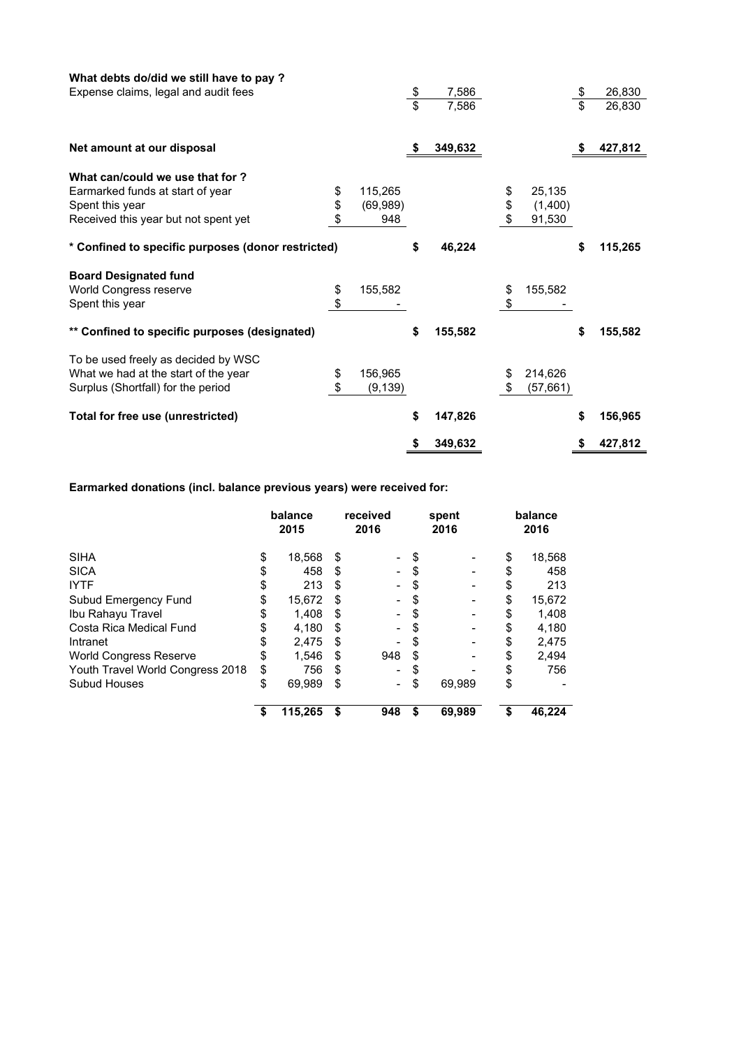| | | | | |
|---|---|---|---|---|
| **What debts do/did we still have to pay ?** | | | | |
| Expense claims, legal and audit fees | | $ 7,586 | | $ 26,830 |
| | | $ 7,586 | | $ 26,830 |
| **Net amount at our disposal** | | **$ 349,632** | | **$ 427,812** |
| **What can/could we use that for ?** | | | | |
| Earmarked funds at start of year | $ 115,265 | | $ 25,135 | |
| Spent this year | $ (69,989) | | $ (1,400) | |
| Received this year but not spent yet | $ 948 | | $ 91,530 | |
| **\* Confined to specific purposes (donor restricted)** | | **$ 46,224** | | **$ 115,265** |
| **Board Designated fund** | | | | |
| World Congress reserve | $ 155,582 | | $ 155,582 | |
| Spent this year | $ - | | $ - | |
| **\*\* Confined to specific purposes (designated)** | | **$ 155,582** | | **$ 155,582** |
| To be used freely as decided by WSC | | | | |
| What we had at the start of the year | $ 156,965 | | $ 214,626 | |
| Surplus (Shortfall) for the period | $ (9,139) | | $ (57,661) | |
| **Total for free use (unrestricted)** | | **$ 147,826** | | **$ 156,965** |
| | | **$ 349,632** | | **$ 427,812** |

**Earmarked donations (incl. balance previous years) were received for:**

| | balance 2015 | received 2016 | spent 2016 | balance 2016 |
|---|---|---|---|---|
| SIHA | $ 18,568 | $ - | $ - | $ 18,568 |
| SICA | $ 458 | $ - | $ - | $ 458 |
| IYTF | $ 213 | $ - | $ - | $ 213 |
| Subud Emergency Fund | $ 15,672 | $ - | $ - | $ 15,672 |
| Ibu Rahayu Travel | $ 1,408 | $ - | $ - | $ 1,408 |
| Costa Rica Medical Fund | $ 4,180 | $ - | $ - | $ 4,180 |
| Intranet | $ 2,475 | $ - | $ - | $ 2,475 |
| World Congress Reserve | $ 1,546 | $ 948 | $ - | $ 2,494 |
| Youth Travel World Congress 2018 | $ 756 | $ - | $ - | $ 756 |
| Subud Houses | $ 69,989 | $ - | $ 69,989 | $ - |
| | **$ 115,265** | **$ 948** | **$ 69,989** | **$ 46,224** |